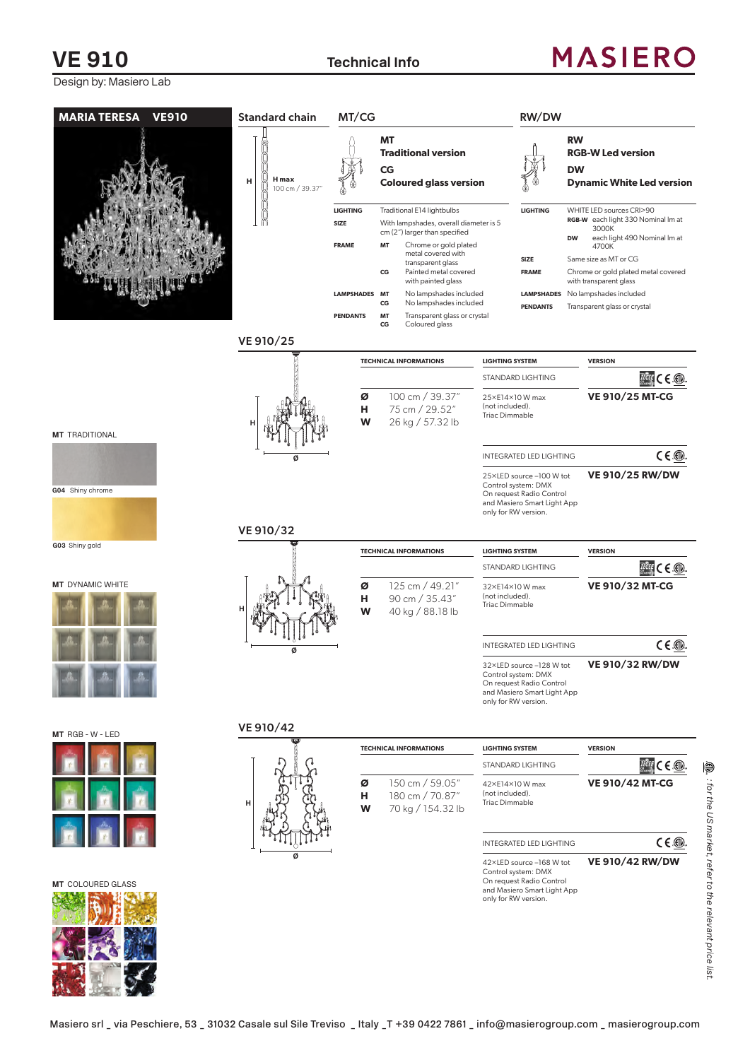# VE 910

Design by: Masiero Lab

## Technical Info

MASIERO

**MARIA TERESA VE910**

### Standard chain

H max 100 cm / 39.37"

### MT/CG

**MT**
**Traditional version**

**CG**
**Coloured glass version**

| | | |
|---|---|---|
| **LIGHTING** | | Traditional E14 lightbulbs |
| **SIZE** | | With lampshades, overall diameter is 5 cm (2") larger than specified |
| **FRAME** | **MT** | Chrome or gold plated metal covered with transparent glass |
| | **CG** | Painted metal covered with painted glass |
| **LAMPSHADES** | **MT** | No lampshades included |
| | **CG** | No lampshades included |
| **PENDANTS** | **MT** | Transparent glass or crystal |
| | **CG** | Coloured glass |

### RW/DW

**RW**
**RGB-W Led version**

**DW**
**Dynamic White Led version**

| | | |
|---|---|---|
| **LIGHTING** | | WHITE LED sources CRI>90 |
| | **RGB-W** | each light 330 Nominal lm at 3000K |
| | **DW** | each light 490 Nominal lm at 4700K |
| **SIZE** | | Same size as MT or CG |
| **FRAME** | | Chrome or gold plated metal covered with transparent glass |
| **LAMPSHADES** | | No lampshades included |
| **PENDANTS** | | Transparent glass or crystal |

**MT** TRADITIONAL

G04 Shiny chrome

G03 Shiny gold

**MT** DYNAMIC WHITE

**MT** RGB - W - LED

**MT** COLOURED GLASS

### VE 910/25

| TECHNICAL INFORMATIONS | | LIGHTING SYSTEM | VERSION |
|---|---|---|---|
| | | STANDARD LIGHTING | |
| **Ø** | 100 cm / 39.37" | 25×E14×10 W max (not included). Triac Dimmable | **VE 910/25 MT-CG** |
| **H** | 75 cm / 29.52" | | |
| **W** | 26 kg / 57.32 lb | | |
| | | INTEGRATED LED LIGHTING | |
| | | 25×LED source ~100 W tot Control system: DMX On request Radio Control and Masiero Smart Light App only for RW version. | **VE 910/25 RW/DW** |

### VE 910/32

| TECHNICAL INFORMATIONS | | LIGHTING SYSTEM | VERSION |
|---|---|---|---|
| | | STANDARD LIGHTING | |
| **Ø** | 125 cm / 49.21" | 32×E14×10 W max (not included). Triac Dimmable | **VE 910/32 MT-CG** |
| **H** | 90 cm / 35.43" | | |
| **W** | 40 kg / 88.18 lb | | |
| | | INTEGRATED LED LIGHTING | |
| | | 32×LED source ~128 W tot Control system: DMX On request Radio Control and Masiero Smart Light App only for RW version. | **VE 910/32 RW/DW** |

### VE 910/42

| TECHNICAL INFORMATIONS | | LIGHTING SYSTEM | VERSION |
|---|---|---|---|
| | | STANDARD LIGHTING | |
| **Ø** | 150 cm / 59.05" | 42×E14×10 W max (not included). Triac Dimmable | **VE 910/42 MT-CG** |
| **H** | 180 cm / 70.87" | | |
| **W** | 70 kg / 154.32 lb | | |
| | | INTEGRATED LED LIGHTING | |
| | | 42×LED source ~168 W tot Control system: DMX On request Radio Control and Masiero Smart Light App only for RW version. | **VE 910/42 RW/DW** |

*: for the US market, refer to the relevant price list.*

Masiero srl _ via Peschiere, 53 _ 31032 Casale sul Sile Treviso _ Italy _T +39 0422 7861 _ info@masierogroup.com _ masierogroup.com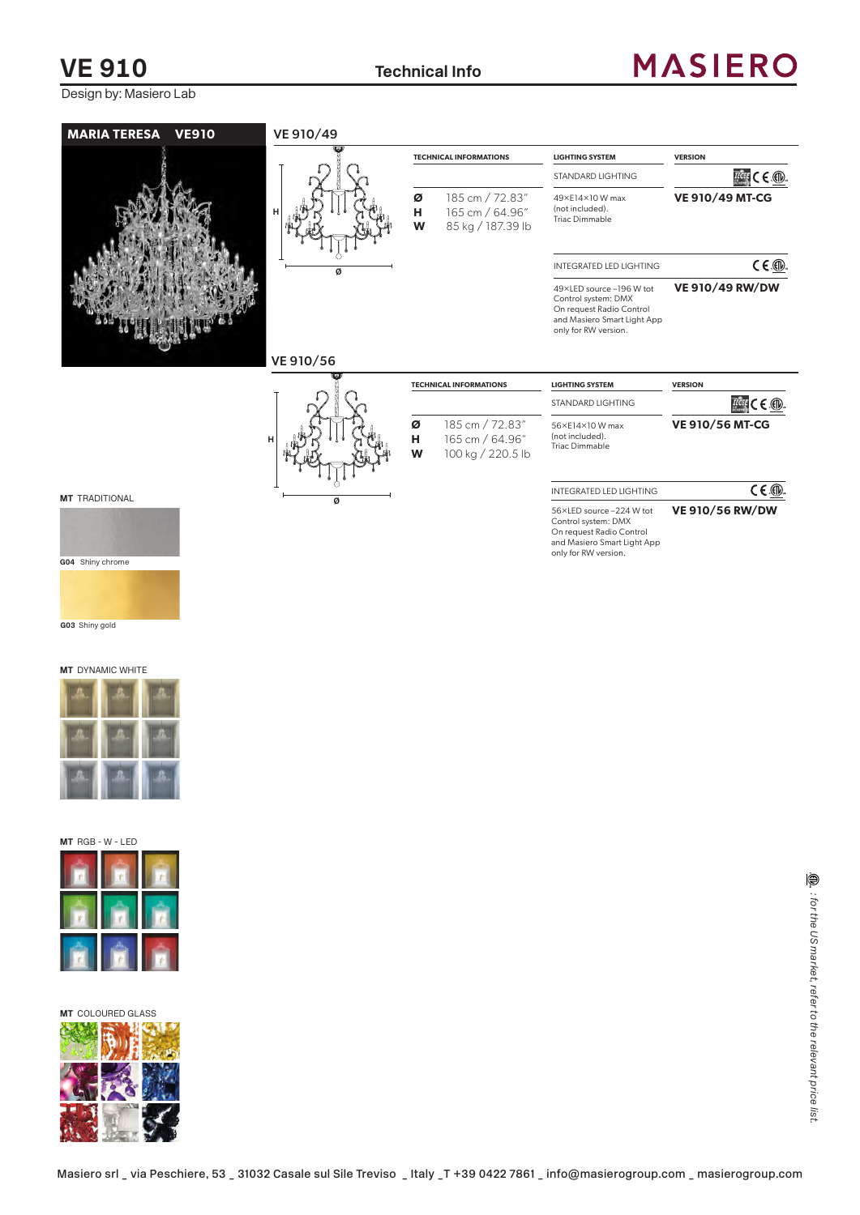# VE 910

**Technical Info**

**MASIERO**

Design by: Masiero Lab

**MARIA TERESA VE910**

## VE 910/49

| TECHNICAL INFORMATIONS | | LIGHTING SYSTEM | VERSION |
|---|---|---|---|
| | | STANDARD LIGHTING | |
| **Ø** | 185 cm / 72.83" | 49×E14×10 W max (not included). Triac Dimmable | **VE 910/49 MT-CG** |
| **H** | 165 cm / 64.96" | | |
| **W** | 85 kg / 187.39 lb | | |
| | | INTEGRATED LED LIGHTING | |
| | | 49×LED source –196 W tot Control system: DMX On request Radio Control and Masiero Smart Light App only for RW version. | **VE 910/49 RW/DW** |

## VE 910/56

| TECHNICAL INFORMATIONS | | LIGHTING SYSTEM | VERSION |
|---|---|---|---|
| | | STANDARD LIGHTING | |
| **Ø** | 185 cm / 72.83" | 56×E14×10 W max (not included). Triac Dimmable | **VE 910/56 MT-CG** |
| **H** | 165 cm / 64.96" | | |
| **W** | 100 kg / 220.5 lb | | |
| | | INTEGRATED LED LIGHTING | |
| | | 56×LED source –224 W tot Control system: DMX On request Radio Control and Masiero Smart Light App only for RW version. | **VE 910/56 RW/DW** |

**MT** TRADITIONAL

**G04** Shiny chrome

**G03** Shiny gold

**MT** DYNAMIC WHITE

**MT** RGB - W - LED

**MT** COLOURED GLASS

*: for the US market, refer to the relevant price list.*

Masiero srl _ via Peschiere, 53 _ 31032 Casale sul Sile Treviso _ Italy _T +39 0422 7861 _ info@masierogroup.com _ masierogroup.com